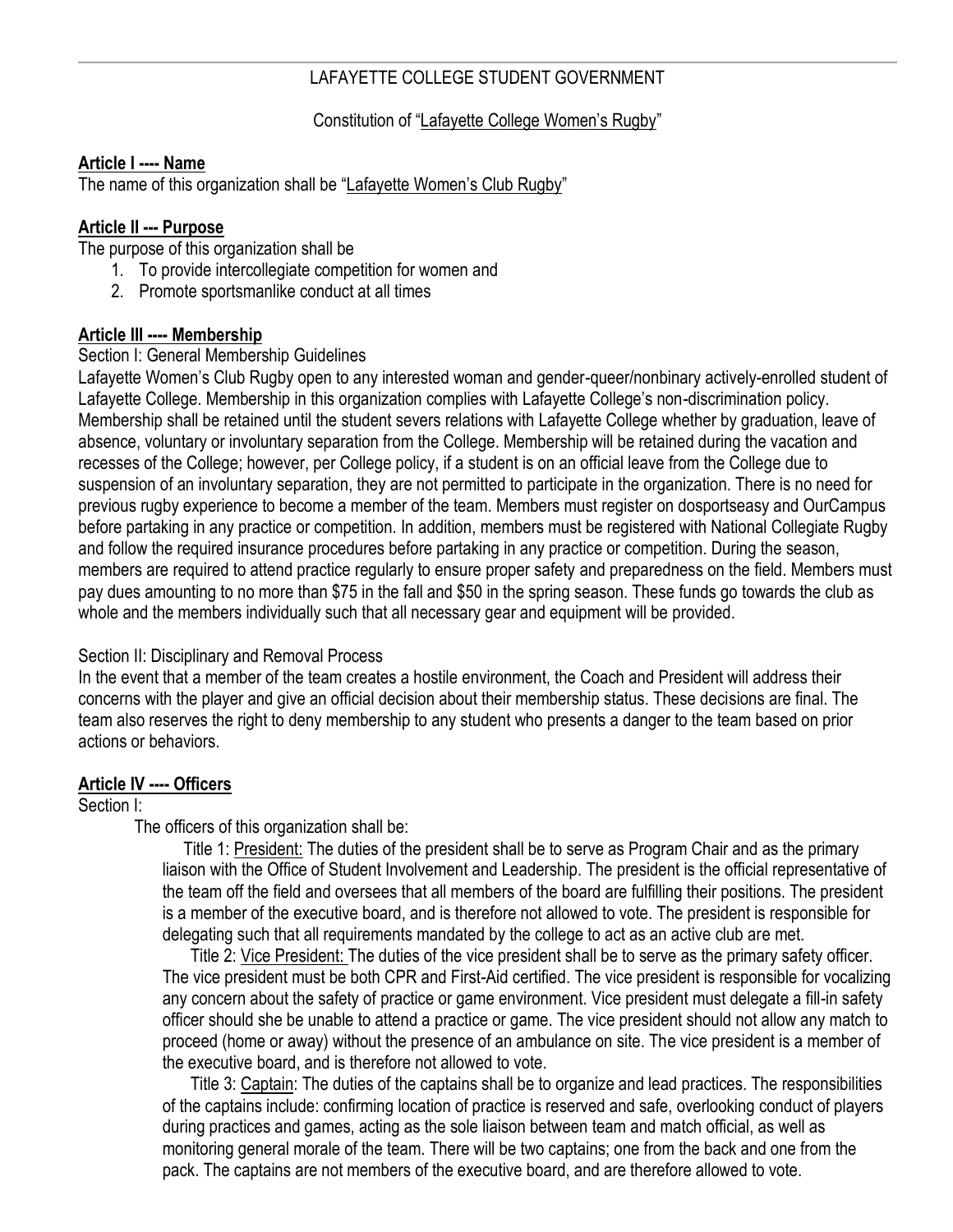LAFAYETTE COLLEGE STUDENT GOVERNMENT

Constitution of "Lafayette College Women's Rugby"

## Article I ---- Name

The name of this organization shall be "Lafayette Women's Club Rugby"

## Article II --- Purpose

The purpose of this organization shall be

1. To provide intercollegiate competition for women and
2. Promote sportsmanlike conduct at all times

## Article III ---- Membership

Section I: General Membership Guidelines

Lafayette Women's Club Rugby open to any interested woman and gender-queer/nonbinary actively-enrolled student of Lafayette College. Membership in this organization complies with Lafayette College's non-discrimination policy. Membership shall be retained until the student severs relations with Lafayette College whether by graduation, leave of absence, voluntary or involuntary separation from the College. Membership will be retained during the vacation and recesses of the College; however, per College policy, if a student is on an official leave from the College due to suspension of an involuntary separation, they are not permitted to participate in the organization. There is no need for previous rugby experience to become a member of the team. Members must register on dosportseasy and OurCampus before partaking in any practice or competition. In addition, members must be registered with National Collegiate Rugby and follow the required insurance procedures before partaking in any practice or competition. During the season, members are required to attend practice regularly to ensure proper safety and preparedness on the field. Members must pay dues amounting to no more than $75 in the fall and $50 in the spring season. These funds go towards the club as whole and the members individually such that all necessary gear and equipment will be provided.

Section II: Disciplinary and Removal Process

In the event that a member of the team creates a hostile environment, the Coach and President will address their concerns with the player and give an official decision about their membership status. These decisions are final. The team also reserves the right to deny membership to any student who presents a danger to the team based on prior actions or behaviors.

## Article IV ---- Officers

Section I:

The officers of this organization shall be:

Title 1: President: The duties of the president shall be to serve as Program Chair and as the primary liaison with the Office of Student Involvement and Leadership. The president is the official representative of the team off the field and oversees that all members of the board are fulfilling their positions. The president is a member of the executive board, and is therefore not allowed to vote. The president is responsible for delegating such that all requirements mandated by the college to act as an active club are met.

Title 2: Vice President: The duties of the vice president shall be to serve as the primary safety officer. The vice president must be both CPR and First-Aid certified. The vice president is responsible for vocalizing any concern about the safety of practice or game environment. Vice president must delegate a fill-in safety officer should she be unable to attend a practice or game. The vice president should not allow any match to proceed (home or away) without the presence of an ambulance on site. The vice president is a member of the executive board, and is therefore not allowed to vote.

Title 3: Captain: The duties of the captains shall be to organize and lead practices. The responsibilities of the captains include: confirming location of practice is reserved and safe, overlooking conduct of players during practices and games, acting as the sole liaison between team and match official, as well as monitoring general morale of the team. There will be two captains; one from the back and one from the pack. The captains are not members of the executive board, and are therefore allowed to vote.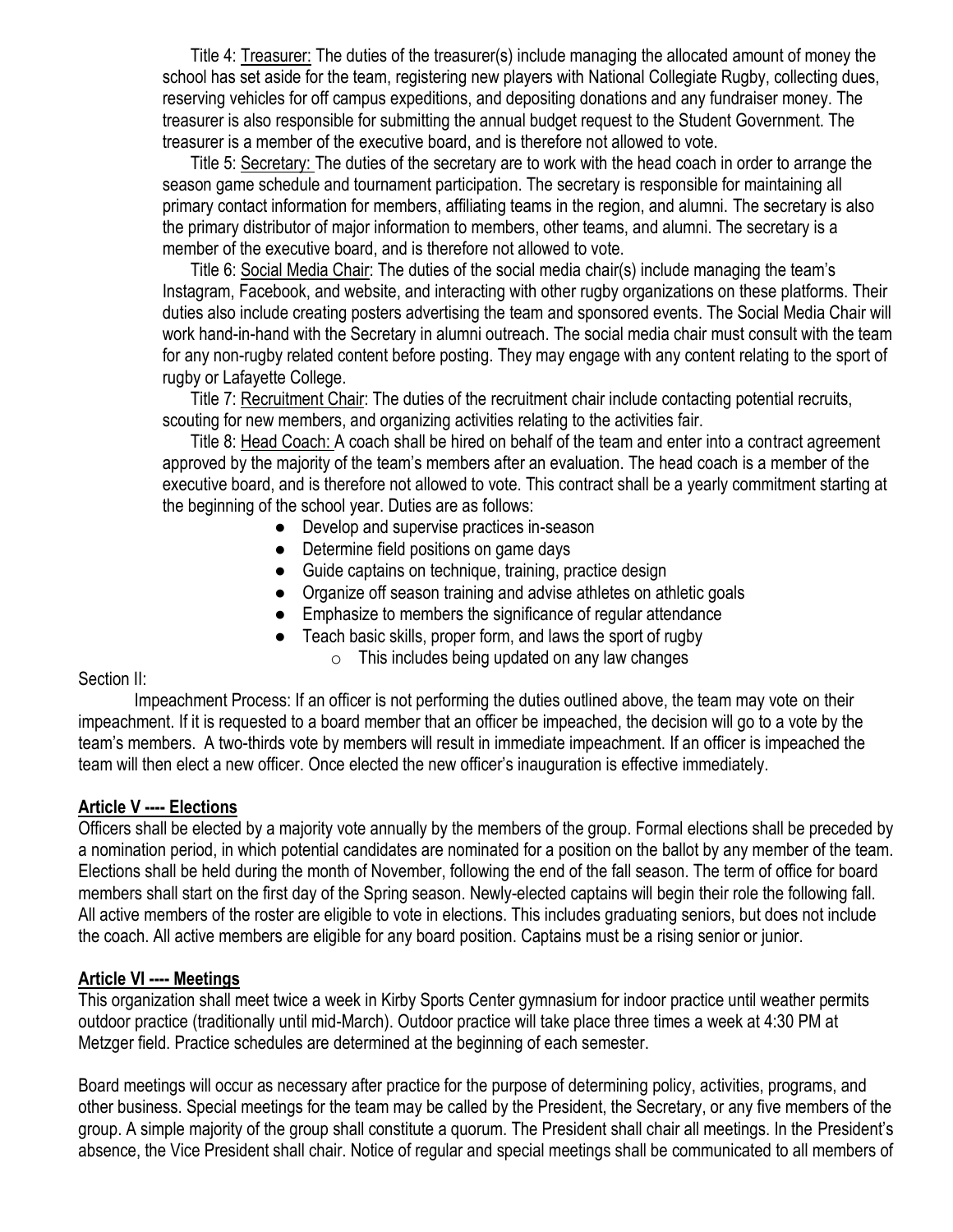Title 4: Treasurer: The duties of the treasurer(s) include managing the allocated amount of money the school has set aside for the team, registering new players with National Collegiate Rugby, collecting dues, reserving vehicles for off campus expeditions, and depositing donations and any fundraiser money. The treasurer is also responsible for submitting the annual budget request to the Student Government. The treasurer is a member of the executive board, and is therefore not allowed to vote.

Title 5: Secretary: The duties of the secretary are to work with the head coach in order to arrange the season game schedule and tournament participation. The secretary is responsible for maintaining all primary contact information for members, affiliating teams in the region, and alumni. The secretary is also the primary distributor of major information to members, other teams, and alumni. The secretary is a member of the executive board, and is therefore not allowed to vote.

Title 6: Social Media Chair: The duties of the social media chair(s) include managing the team's Instagram, Facebook, and website, and interacting with other rugby organizations on these platforms. Their duties also include creating posters advertising the team and sponsored events. The Social Media Chair will work hand-in-hand with the Secretary in alumni outreach. The social media chair must consult with the team for any non-rugby related content before posting. They may engage with any content relating to the sport of rugby or Lafayette College.

Title 7: Recruitment Chair: The duties of the recruitment chair include contacting potential recruits, scouting for new members, and organizing activities relating to the activities fair.

Title 8: Head Coach: A coach shall be hired on behalf of the team and enter into a contract agreement approved by the majority of the team's members after an evaluation. The head coach is a member of the executive board, and is therefore not allowed to vote. This contract shall be a yearly commitment starting at the beginning of the school year. Duties are as follows:

- Develop and supervise practices in-season
- Determine field positions on game days
- Guide captains on technique, training, practice design
- Organize off season training and advise athletes on athletic goals
- Emphasize to members the significance of regular attendance
- Teach basic skills, proper form, and laws the sport of rugby
  - This includes being updated on any law changes

Section II:

Impeachment Process: If an officer is not performing the duties outlined above, the team may vote on their impeachment. If it is requested to a board member that an officer be impeached, the decision will go to a vote by the team's members. A two-thirds vote by members will result in immediate impeachment. If an officer is impeached the team will then elect a new officer. Once elected the new officer's inauguration is effective immediately.

## Article V ---- Elections

Officers shall be elected by a majority vote annually by the members of the group. Formal elections shall be preceded by a nomination period, in which potential candidates are nominated for a position on the ballot by any member of the team. Elections shall be held during the month of November, following the end of the fall season. The term of office for board members shall start on the first day of the Spring season. Newly-elected captains will begin their role the following fall. All active members of the roster are eligible to vote in elections. This includes graduating seniors, but does not include the coach. All active members are eligible for any board position. Captains must be a rising senior or junior.

## Article VI ---- Meetings

This organization shall meet twice a week in Kirby Sports Center gymnasium for indoor practice until weather permits outdoor practice (traditionally until mid-March). Outdoor practice will take place three times a week at 4:30 PM at Metzger field. Practice schedules are determined at the beginning of each semester.

Board meetings will occur as necessary after practice for the purpose of determining policy, activities, programs, and other business. Special meetings for the team may be called by the President, the Secretary, or any five members of the group. A simple majority of the group shall constitute a quorum. The President shall chair all meetings. In the President's absence, the Vice President shall chair. Notice of regular and special meetings shall be communicated to all members of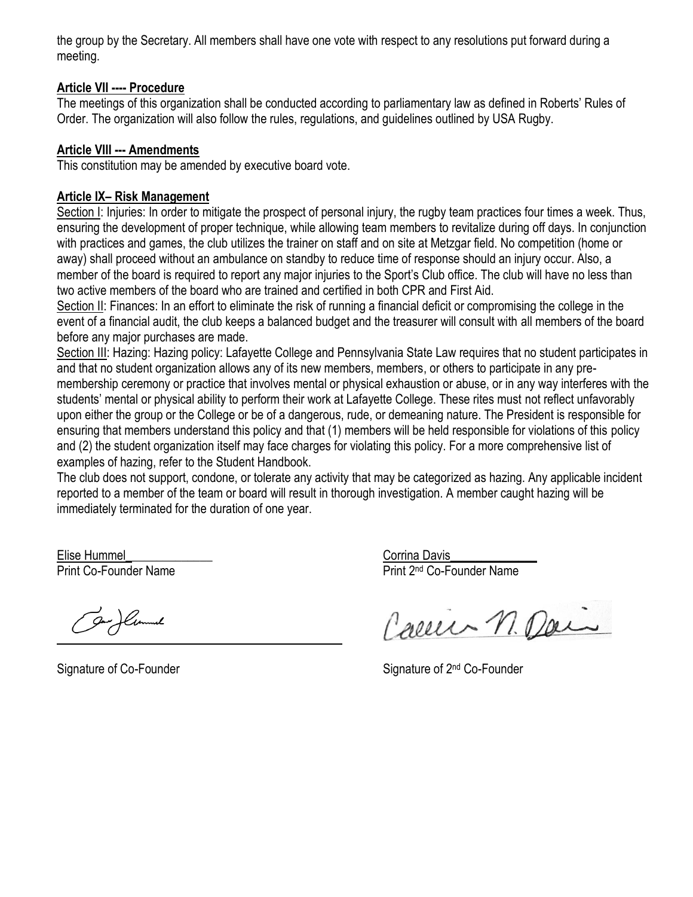the group by the Secretary. All members shall have one vote with respect to any resolutions put forward during a meeting.

**Article VII ---- Procedure**

The meetings of this organization shall be conducted according to parliamentary law as defined in Roberts' Rules of Order. The organization will also follow the rules, regulations, and guidelines outlined by USA Rugby.

**Article VIII --- Amendments**

This constitution may be amended by executive board vote.

**Article IX– Risk Management**

Section I: Injuries: In order to mitigate the prospect of personal injury, the rugby team practices four times a week. Thus, ensuring the development of proper technique, while allowing team members to revitalize during off days. In conjunction with practices and games, the club utilizes the trainer on staff and on site at Metzgar field. No competition (home or away) shall proceed without an ambulance on standby to reduce time of response should an injury occur. Also, a member of the board is required to report any major injuries to the Sport's Club office. The club will have no less than two active members of the board who are trained and certified in both CPR and First Aid.

Section II: Finances: In an effort to eliminate the risk of running a financial deficit or compromising the college in the event of a financial audit, the club keeps a balanced budget and the treasurer will consult with all members of the board before any major purchases are made.

Section III: Hazing: Hazing policy: Lafayette College and Pennsylvania State Law requires that no student participates in and that no student organization allows any of its new members, members, or others to participate in any pre-membership ceremony or practice that involves mental or physical exhaustion or abuse, or in any way interferes with the students' mental or physical ability to perform their work at Lafayette College. These rites must not reflect unfavorably upon either the group or the College or be of a dangerous, rude, or demeaning nature. The President is responsible for ensuring that members understand this policy and that (1) members will be held responsible for violations of this policy and (2) the student organization itself may face charges for violating this policy. For a more comprehensive list of examples of hazing, refer to the Student Handbook.

The club does not support, condone, or tolerate any activity that may be categorized as hazing. Any applicable incident reported to a member of the team or board will result in thorough investigation. A member caught hazing will be immediately terminated for the duration of one year.

Elise Hummel
Print Co-Founder Name

Signature of Co-Founder

Corrina Davis
Print 2nd Co-Founder Name

Signature of 2nd Co-Founder